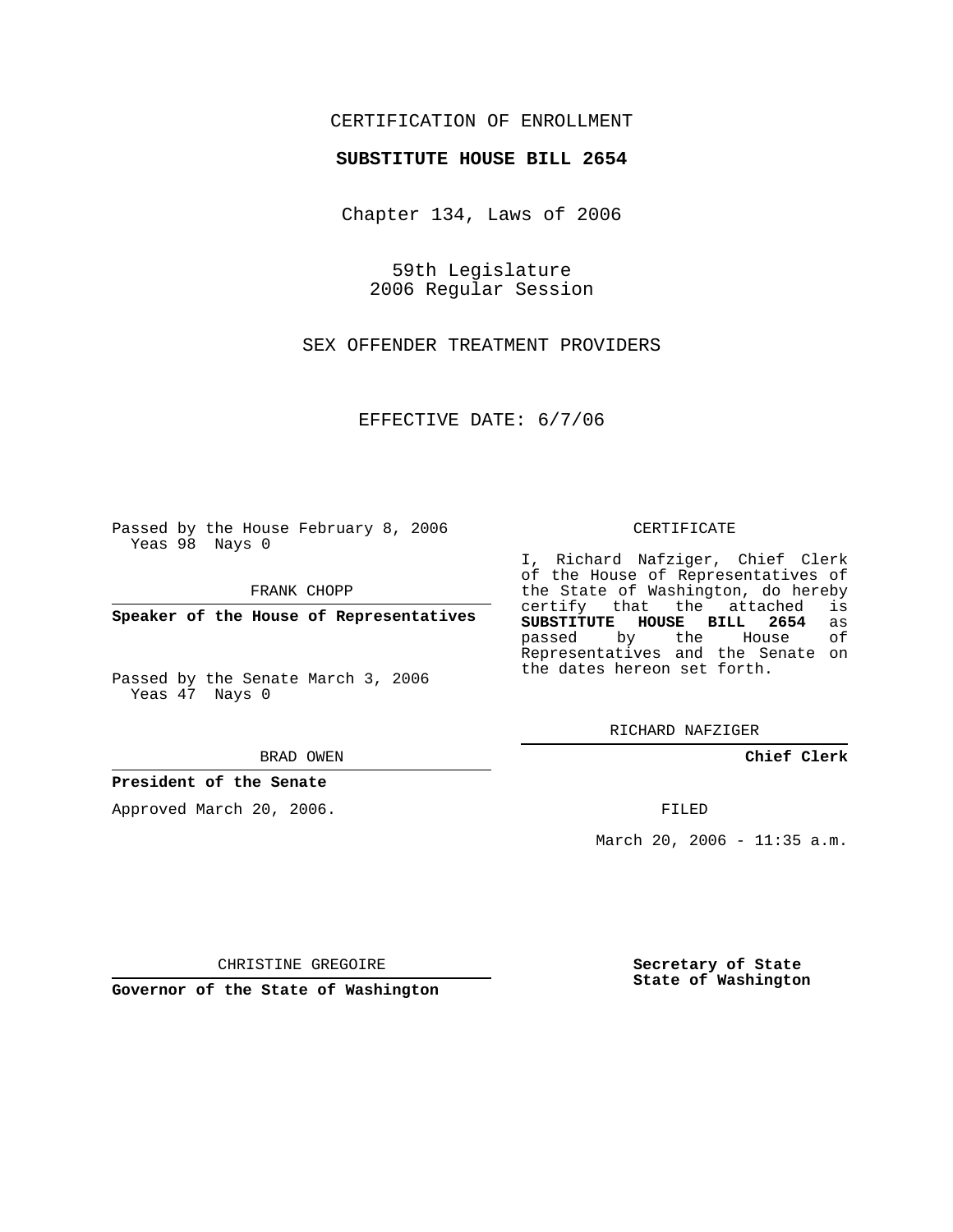CERTIFICATION OF ENROLLMENT

**SUBSTITUTE HOUSE BILL 2654**

Chapter 134, Laws of 2006

59th Legislature
2006 Regular Session

SEX OFFENDER TREATMENT PROVIDERS

EFFECTIVE DATE: 6/7/06

Passed by the House February 8, 2006
Yeas 98 Nays 0

FRANK CHOPP

**Speaker of the House of Representatives**

Passed by the Senate March 3, 2006
Yeas 47 Nays 0

BRAD OWEN

**President of the Senate**

Approved March 20, 2006.

CHRISTINE GREGOIRE

**Governor of the State of Washington**

CERTIFICATE

I, Richard Nafziger, Chief Clerk of the House of Representatives of the State of Washington, do hereby certify that the attached is **SUBSTITUTE HOUSE BILL 2654** as passed by the House of Representatives and the Senate on the dates hereon set forth.

RICHARD NAFZIGER

**Chief Clerk**

FILED

March 20, 2006 - 11:35 a.m.

**Secretary of State**
**State of Washington**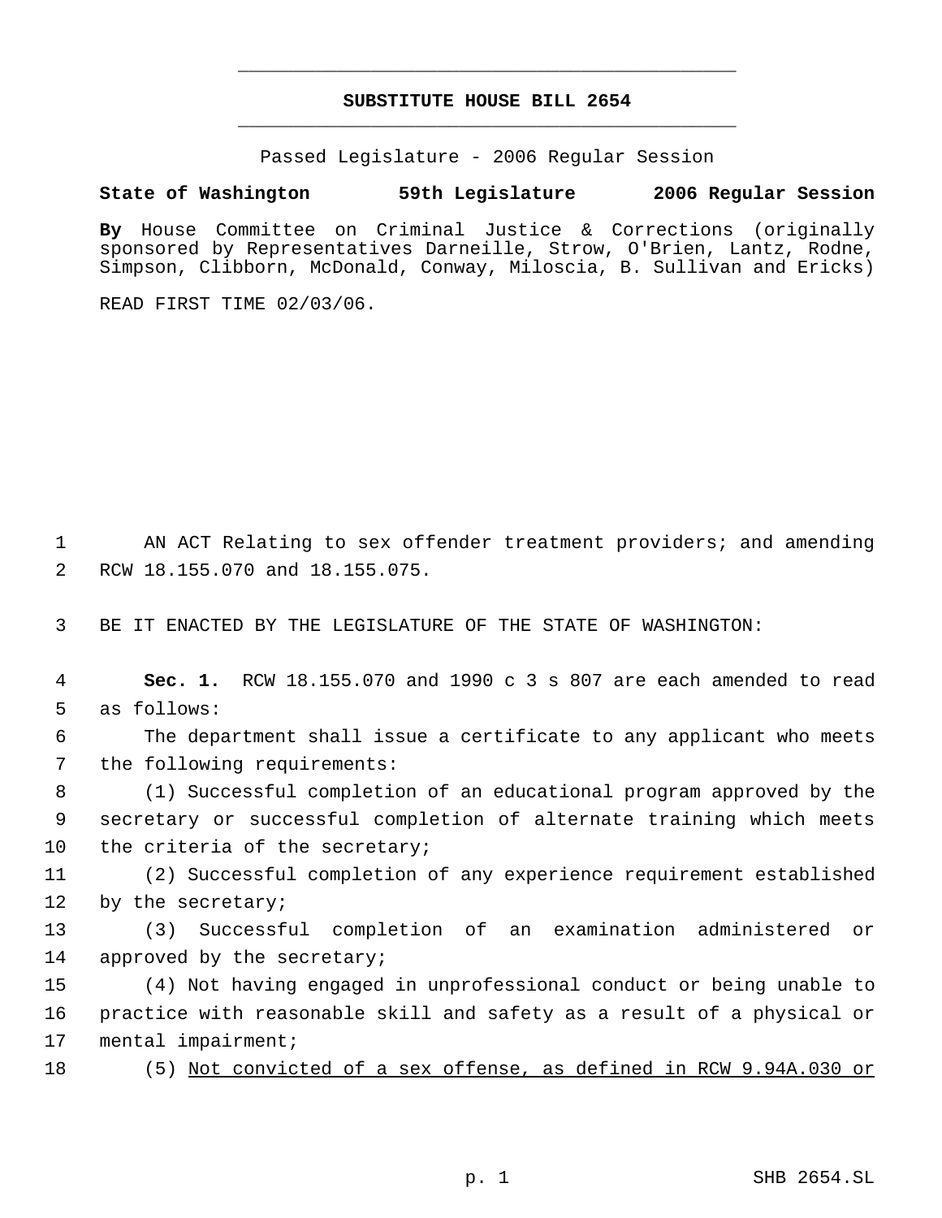# SUBSTITUTE HOUSE BILL 2654

Passed Legislature - 2006 Regular Session

**State of Washington 59th Legislature 2006 Regular Session**

**By** House Committee on Criminal Justice & Corrections (originally sponsored by Representatives Darneille, Strow, O'Brien, Lantz, Rodne, Simpson, Clibborn, McDonald, Conway, Miloscia, B. Sullivan and Ericks)

READ FIRST TIME 02/03/06.

AN ACT Relating to sex offender treatment providers; and amending RCW 18.155.070 and 18.155.075.

BE IT ENACTED BY THE LEGISLATURE OF THE STATE OF WASHINGTON:

**Sec. 1.** RCW 18.155.070 and 1990 c 3 s 807 are each amended to read as follows:

The department shall issue a certificate to any applicant who meets the following requirements:

(1) Successful completion of an educational program approved by the secretary or successful completion of alternate training which meets the criteria of the secretary;

(2) Successful completion of any experience requirement established by the secretary;

(3) Successful completion of an examination administered or approved by the secretary;

(4) Not having engaged in unprofessional conduct or being unable to practice with reasonable skill and safety as a result of a physical or mental impairment;

(5) <u>Not convicted of a sex offense, as defined in RCW 9.94A.030 or</u>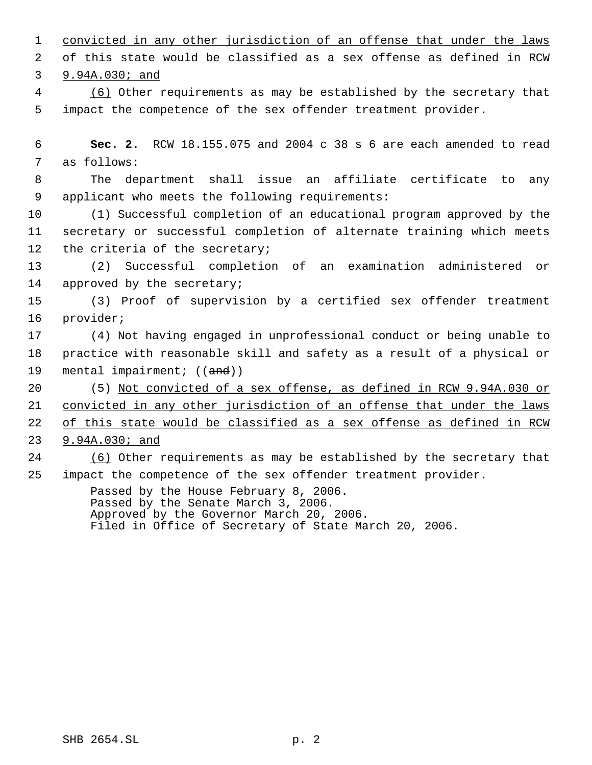convicted in any other jurisdiction of an offense that under the laws of this state would be classified as a sex offense as defined in RCW 9.94A.030; and

(6) Other requirements as may be established by the secretary that impact the competence of the sex offender treatment provider.

**Sec. 2.** RCW 18.155.075 and 2004 c 38 s 6 are each amended to read as follows:

The department shall issue an affiliate certificate to any applicant who meets the following requirements:

(1) Successful completion of an educational program approved by the secretary or successful completion of alternate training which meets the criteria of the secretary;

(2) Successful completion of an examination administered or approved by the secretary;

(3) Proof of supervision by a certified sex offender treatment provider;

(4) Not having engaged in unprofessional conduct or being unable to practice with reasonable skill and safety as a result of a physical or mental impairment; ((~~and~~))

(5) Not convicted of a sex offense, as defined in RCW 9.94A.030 or convicted in any other jurisdiction of an offense that under the laws of this state would be classified as a sex offense as defined in RCW 9.94A.030; and

(6) Other requirements as may be established by the secretary that impact the competence of the sex offender treatment provider.

Passed by the House February 8, 2006.
Passed by the Senate March 3, 2006.
Approved by the Governor March 20, 2006.
Filed in Office of Secretary of State March 20, 2006.